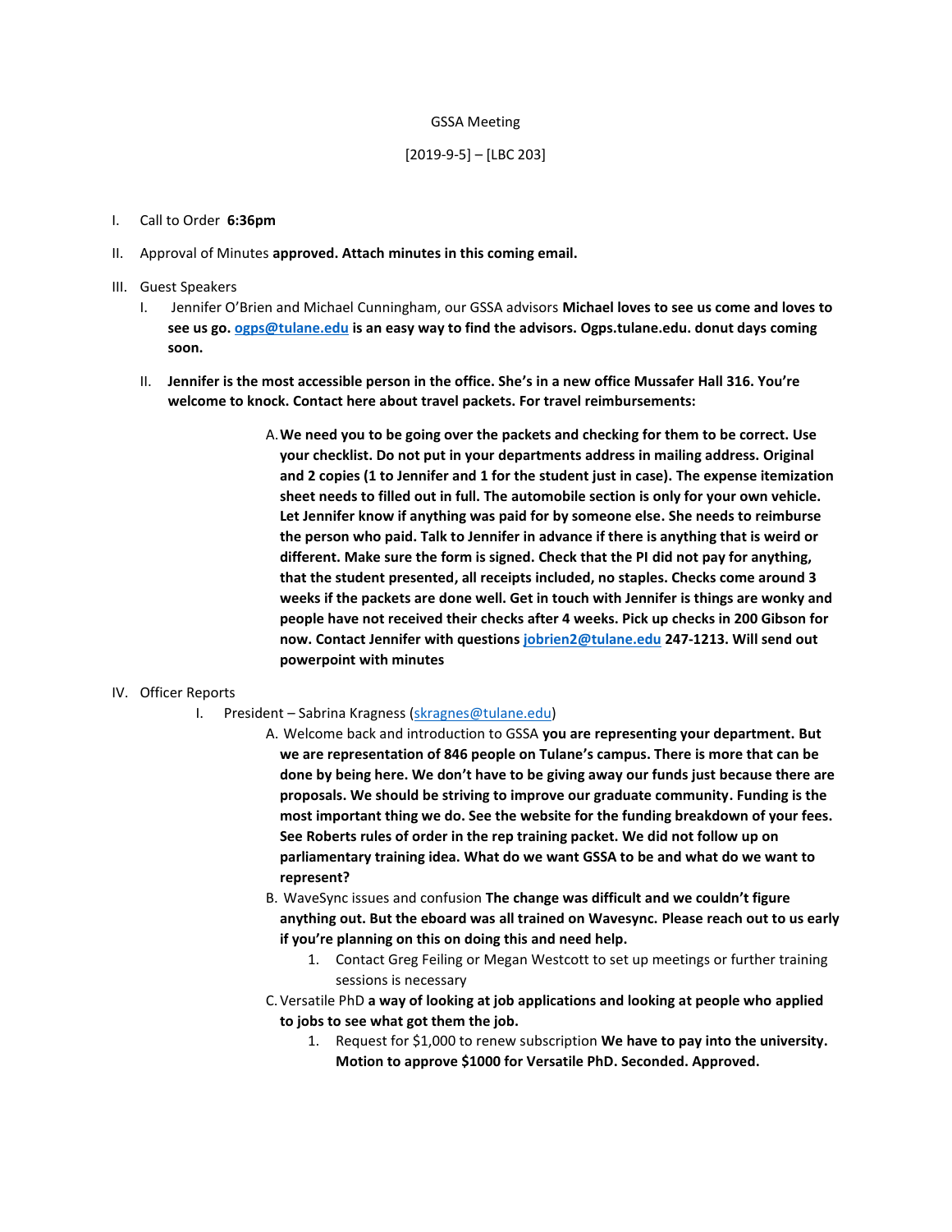GSSA Meeting

[2019-9-5] – [LBC 203]

I. Call to Order **6:36pm**

II. Approval of Minutes **approved. Attach minutes in this coming email.**

III. Guest Speakers

   I. Jennifer O'Brien and Michael Cunningham, our GSSA advisors **Michael loves to see us come and loves to see us go. ogps@tulane.edu is an easy way to find the advisors. Ogps.tulane.edu. donut days coming soon.**

   II. **Jennifer is the most accessible person in the office. She's in a new office Mussafer Hall 316. You're welcome to knock. Contact here about travel packets. For travel reimbursements:**

      A. **We need you to be going over the packets and checking for them to be correct. Use your checklist. Do not put in your departments address in mailing address. Original and 2 copies (1 to Jennifer and 1 for the student just in case). The expense itemization sheet needs to filled out in full. The automobile section is only for your own vehicle. Let Jennifer know if anything was paid for by someone else. She needs to reimburse the person who paid. Talk to Jennifer in advance if there is anything that is weird or different. Make sure the form is signed. Check that the PI did not pay for anything, that the student presented, all receipts included, no staples. Checks come around 3 weeks if the packets are done well. Get in touch with Jennifer is things are wonky and people have not received their checks after 4 weeks. Pick up checks in 200 Gibson for now. Contact Jennifer with questions jobrien2@tulane.edu 247-1213. Will send out powerpoint with minutes**

IV. Officer Reports

   I. President – Sabrina Kragness (skragnes@tulane.edu)

      A. Welcome back and introduction to GSSA **you are representing your department. But we are representation of 846 people on Tulane's campus. There is more that can be done by being here. We don't have to be giving away our funds just because there are proposals. We should be striving to improve our graduate community. Funding is the most important thing we do. See the website for the funding breakdown of your fees. See Roberts rules of order in the rep training packet. We did not follow up on parliamentary training idea. What do we want GSSA to be and what do we want to represent?**

      B. WaveSync issues and confusion **The change was difficult and we couldn't figure anything out. But the eboard was all trained on Wavesync. Please reach out to us early if you're planning on this on doing this and need help.**

         1. Contact Greg Feiling or Megan Westcott to set up meetings or further training sessions is necessary

      C. Versatile PhD **a way of looking at job applications and looking at people who applied to jobs to see what got them the job.**

         1. Request for $1,000 to renew subscription **We have to pay into the university. Motion to approve $1000 for Versatile PhD. Seconded. Approved.**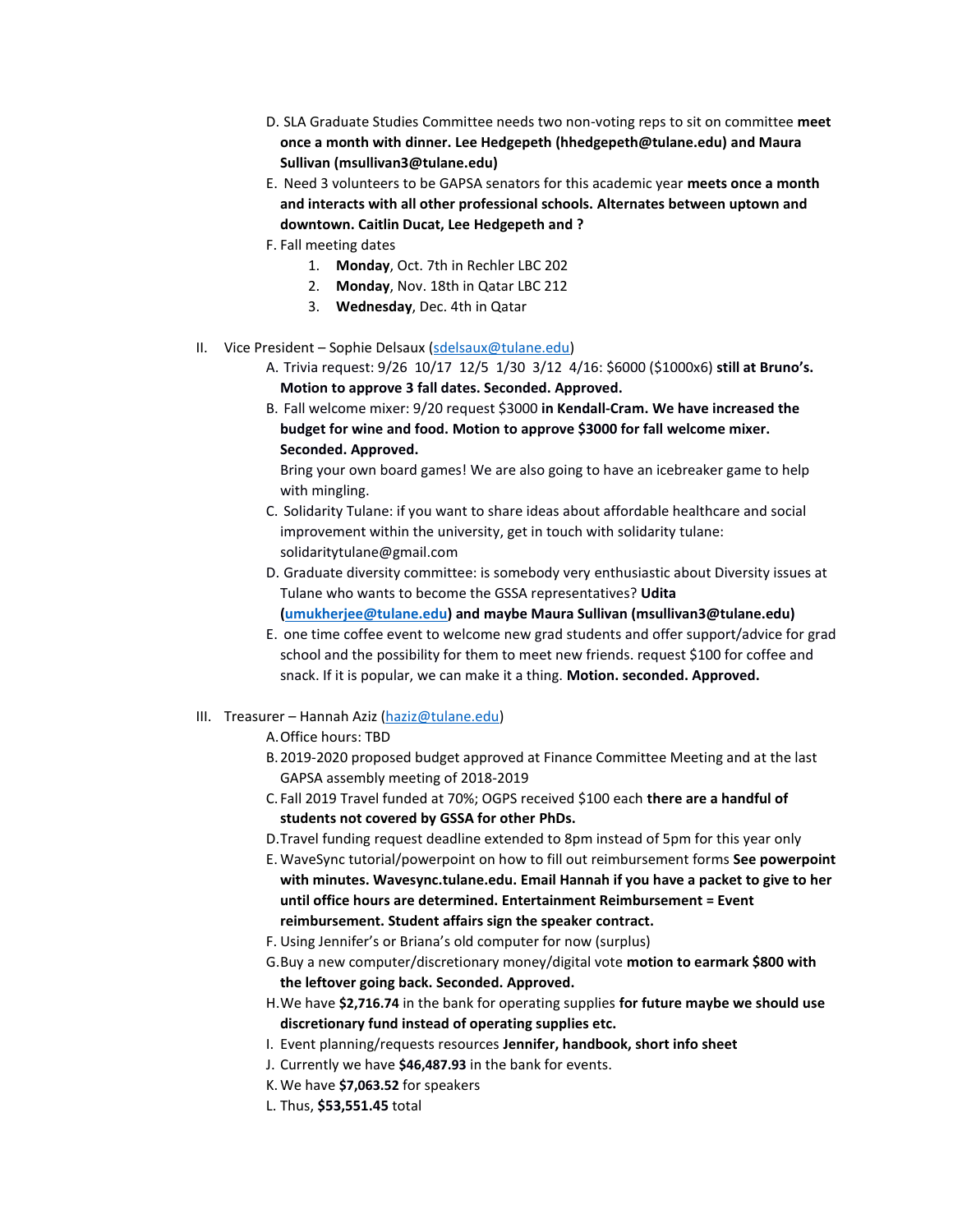D. SLA Graduate Studies Committee needs two non-voting reps to sit on committee **meet once a month with dinner. Lee Hedgepeth (hhedgepeth@tulane.edu) and Maura Sullivan (msullivan3@tulane.edu)**

E. Need 3 volunteers to be GAPSA senators for this academic year **meets once a month and interacts with all other professional schools. Alternates between uptown and downtown. Caitlin Ducat, Lee Hedgepeth and ?**

F. Fall meeting dates

1. **Monday**, Oct. 7th in Rechler LBC 202
2. **Monday**, Nov. 18th in Qatar LBC 212
3. **Wednesday**, Dec. 4th in Qatar

II. Vice President – Sophie Delsaux (sdelsaux@tulane.edu)

A. Trivia request: 9/26 10/17 12/5 1/30 3/12 4/16: $6000 ($1000x6) **still at Bruno's. Motion to approve 3 fall dates. Seconded. Approved.**

B. Fall welcome mixer: 9/20 request $3000 **in Kendall-Cram. We have increased the budget for wine and food. Motion to approve $3000 for fall welcome mixer. Seconded. Approved.**

Bring your own board games! We are also going to have an icebreaker game to help with mingling.

C. Solidarity Tulane: if you want to share ideas about affordable healthcare and social improvement within the university, get in touch with solidarity tulane: solidaritytulane@gmail.com

D. Graduate diversity committee: is somebody very enthusiastic about Diversity issues at Tulane who wants to become the GSSA representatives? **Udita (umukherjee@tulane.edu) and maybe Maura Sullivan (msullivan3@tulane.edu)**

E. one time coffee event to welcome new grad students and offer support/advice for grad school and the possibility for them to meet new friends. request $100 for coffee and snack. If it is popular, we can make it a thing. **Motion. seconded. Approved.**

III. Treasurer – Hannah Aziz (haziz@tulane.edu)

A. Office hours: TBD

B. 2019-2020 proposed budget approved at Finance Committee Meeting and at the last GAPSA assembly meeting of 2018-2019

C. Fall 2019 Travel funded at 70%; OGPS received $100 each **there are a handful of students not covered by GSSA for other PhDs.**

D. Travel funding request deadline extended to 8pm instead of 5pm for this year only

E. WaveSync tutorial/powerpoint on how to fill out reimbursement forms **See powerpoint with minutes. Wavesync.tulane.edu. Email Hannah if you have a packet to give to her until office hours are determined. Entertainment Reimbursement = Event reimbursement. Student affairs sign the speaker contract.**

F. Using Jennifer's or Briana's old computer for now (surplus)

G. Buy a new computer/discretionary money/digital vote **motion to earmark $800 with the leftover going back. Seconded. Approved.**

H. We have **$2,716.74** in the bank for operating supplies **for future maybe we should use discretionary fund instead of operating supplies etc.**

I. Event planning/requests resources **Jennifer, handbook, short info sheet**

J. Currently we have **$46,487.93** in the bank for events.

K. We have **$7,063.52** for speakers

L. Thus, **$53,551.45** total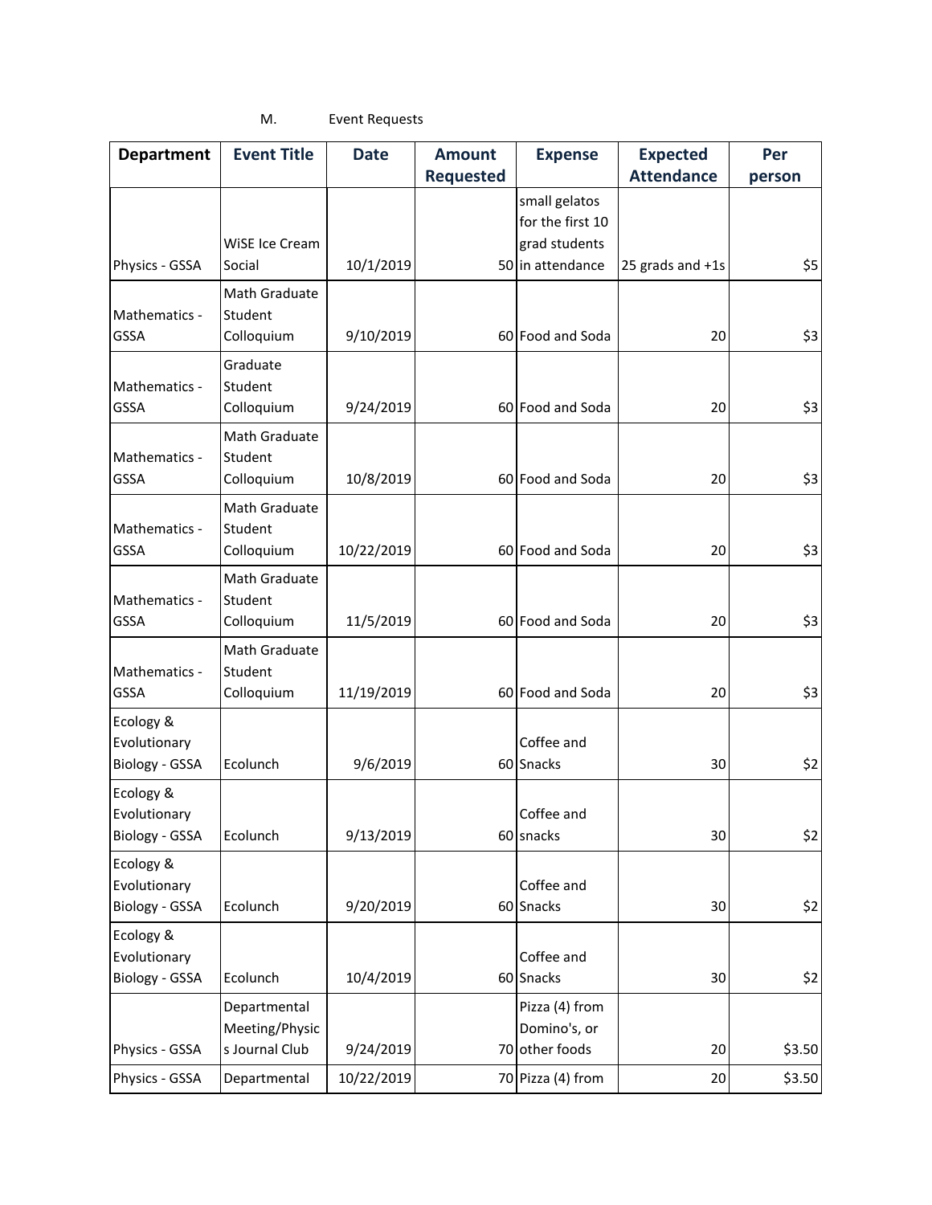M. Event Requests

| Department | Event Title | Date | Amount Requested | Expense | Expected Attendance | Per person |
|---|---|---|---|---|---|---|
| Physics - GSSA | WiSE Ice Cream Social | 10/1/2019 | 50 | small gelatos for the first 10 grad students in attendance | 25 grads and +1s | $5 |
| Mathematics - GSSA | Math Graduate Student Colloquium | 9/10/2019 | 60 | Food and Soda | 20 | $3 |
| Mathematics - GSSA | Graduate Student Colloquium | 9/24/2019 | 60 | Food and Soda | 20 | $3 |
| Mathematics - GSSA | Math Graduate Student Colloquium | 10/8/2019 | 60 | Food and Soda | 20 | $3 |
| Mathematics - GSSA | Math Graduate Student Colloquium | 10/22/2019 | 60 | Food and Soda | 20 | $3 |
| Mathematics - GSSA | Math Graduate Student Colloquium | 11/5/2019 | 60 | Food and Soda | 20 | $3 |
| Mathematics - GSSA | Math Graduate Student Colloquium | 11/19/2019 | 60 | Food and Soda | 20 | $3 |
| Ecology & Evolutionary Biology - GSSA | Ecolunch | 9/6/2019 | 60 | Coffee and Snacks | 30 | $2 |
| Ecology & Evolutionary Biology - GSSA | Ecolunch | 9/13/2019 | 60 | Coffee and snacks | 30 | $2 |
| Ecology & Evolutionary Biology - GSSA | Ecolunch | 9/20/2019 | 60 | Coffee and Snacks | 30 | $2 |
| Ecology & Evolutionary Biology - GSSA | Ecolunch | 10/4/2019 | 60 | Coffee and Snacks | 30 | $2 |
| Physics - GSSA | Departmental Meeting/Physics Journal Club | 9/24/2019 | 70 | Pizza (4) from Domino's, or other foods | 20 | $3.50 |
| Physics - GSSA | Departmental | 10/22/2019 | 70 | Pizza (4) from | 20 | $3.50 |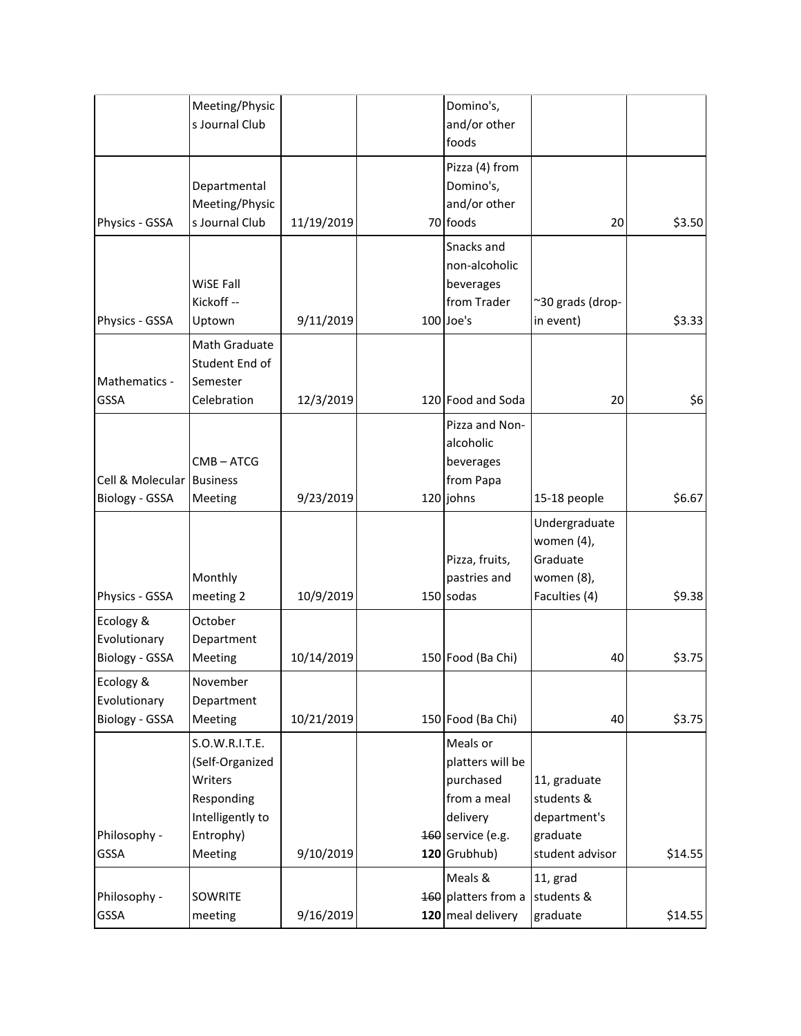| | Meeting/Physics Journal Club | | | Domino's, and/or other foods | | |
|---|---|---|---|---|---|---|
| Physics - GSSA | Departmental Meeting/Physics Journal Club | 11/19/2019 | 70 | Pizza (4) from Domino's, and/or other foods | 20 | $3.50 |
| Physics - GSSA | WiSE Fall Kickoff -- Uptown | 9/11/2019 | 100 | Snacks and non-alcoholic beverages from Trader Joe's | ~30 grads (drop-in event) | $3.33 |
| Mathematics - GSSA | Math Graduate Student End of Semester Celebration | 12/3/2019 | 120 | Food and Soda | 20 | $6 |
| Cell & Molecular Biology - GSSA | CMB – ATCG Business Meeting | 9/23/2019 | 120 | Pizza and Non-alcoholic beverages from Papa johns | 15-18 people | $6.67 |
| Physics - GSSA | Monthly meeting 2 | 10/9/2019 | 150 | Pizza, fruits, pastries and sodas | Undergraduate women (4), Graduate women (8), Faculties (4) | $9.38 |
| Ecology & Evolutionary Biology - GSSA | October Department Meeting | 10/14/2019 | 150 | Food (Ba Chi) | 40 | $3.75 |
| Ecology & Evolutionary Biology - GSSA | November Department Meeting | 10/21/2019 | 150 | Food (Ba Chi) | 40 | $3.75 |
| Philosophy - GSSA | S.O.W.R.I.T.E. (Self-Organized Writers Responding Intelligently to Entrophy) Meeting | 9/10/2019 | ~~160~~ **120** | Meals or platters will be purchased from a meal delivery service (e.g. Grubhub) | 11, graduate students & department's graduate student advisor | $14.55 |
| Philosophy - GSSA | SOWRITE meeting | 9/16/2019 | ~~160~~ **120** | Meals & platters from a meal delivery | 11, grad students & graduate | $14.55 |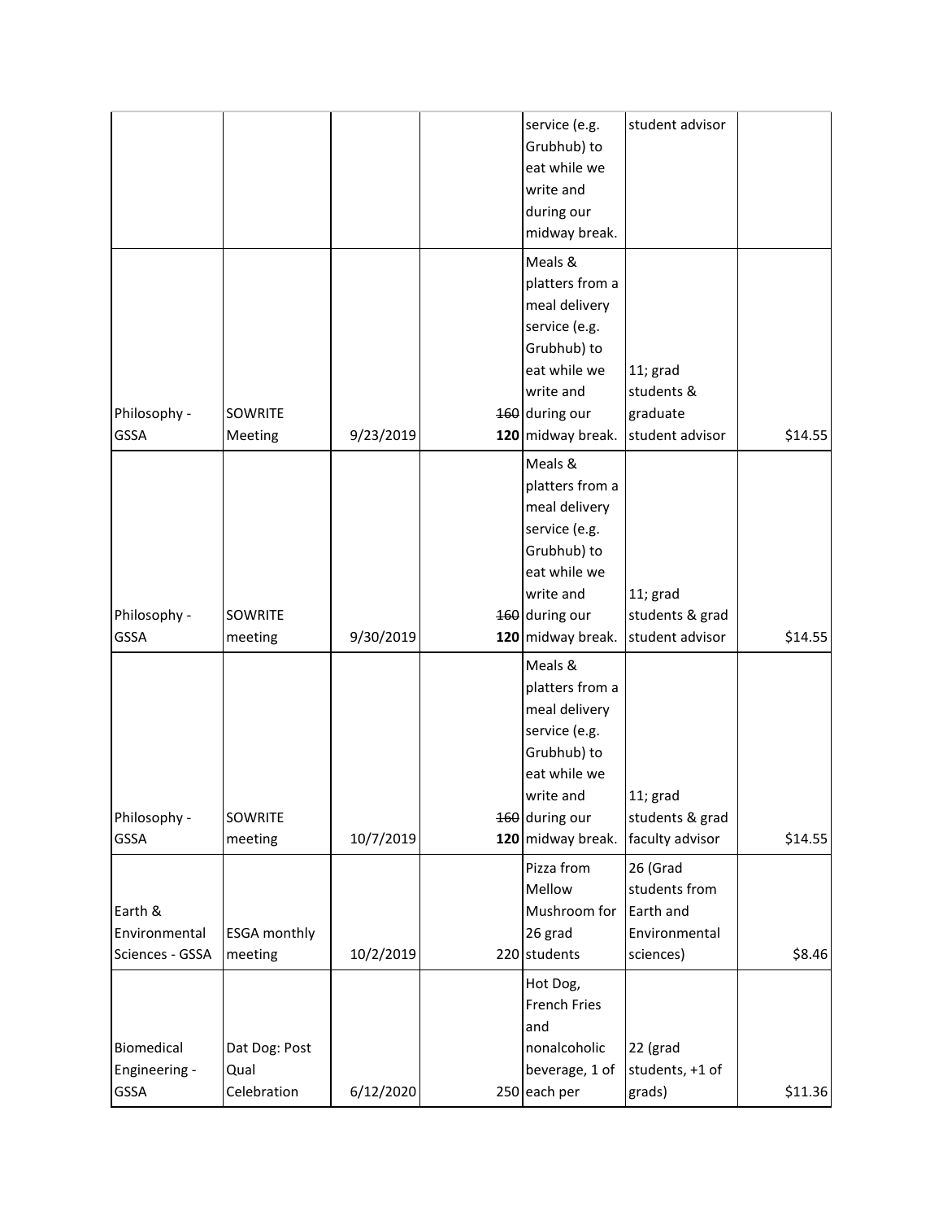| | | | | service (e.g. Grubhub) to eat while we write and during our midway break. | student advisor | |
|---|---|---|---|---|---|---|
| Philosophy - GSSA | SOWRITE Meeting | 9/23/2019 | ~~160~~ **120** | Meals & platters from a meal delivery service (e.g. Grubhub) to eat while we write and during our midway break. | 11; grad students & graduate student advisor | $14.55 |
| Philosophy - GSSA | SOWRITE meeting | 9/30/2019 | ~~160~~ **120** | Meals & platters from a meal delivery service (e.g. Grubhub) to eat while we write and during our midway break. | 11; grad students & grad student advisor | $14.55 |
| Philosophy - GSSA | SOWRITE meeting | 10/7/2019 | ~~160~~ **120** | Meals & platters from a meal delivery service (e.g. Grubhub) to eat while we write and during our midway break. | 11; grad students & grad faculty advisor | $14.55 |
| Earth & Environmental Sciences - GSSA | ESGA monthly meeting | 10/2/2019 | 220 | Pizza from Mellow Mushroom for 26 grad students | 26 (Grad students from Earth and Environmental sciences) | $8.46 |
| Biomedical Engineering - GSSA | Dat Dog: Post Qual Celebration | 6/12/2020 | 250 | Hot Dog, French Fries and nonalcoholic beverage, 1 of each per | 22 (grad students, +1 of grads) | $11.36 |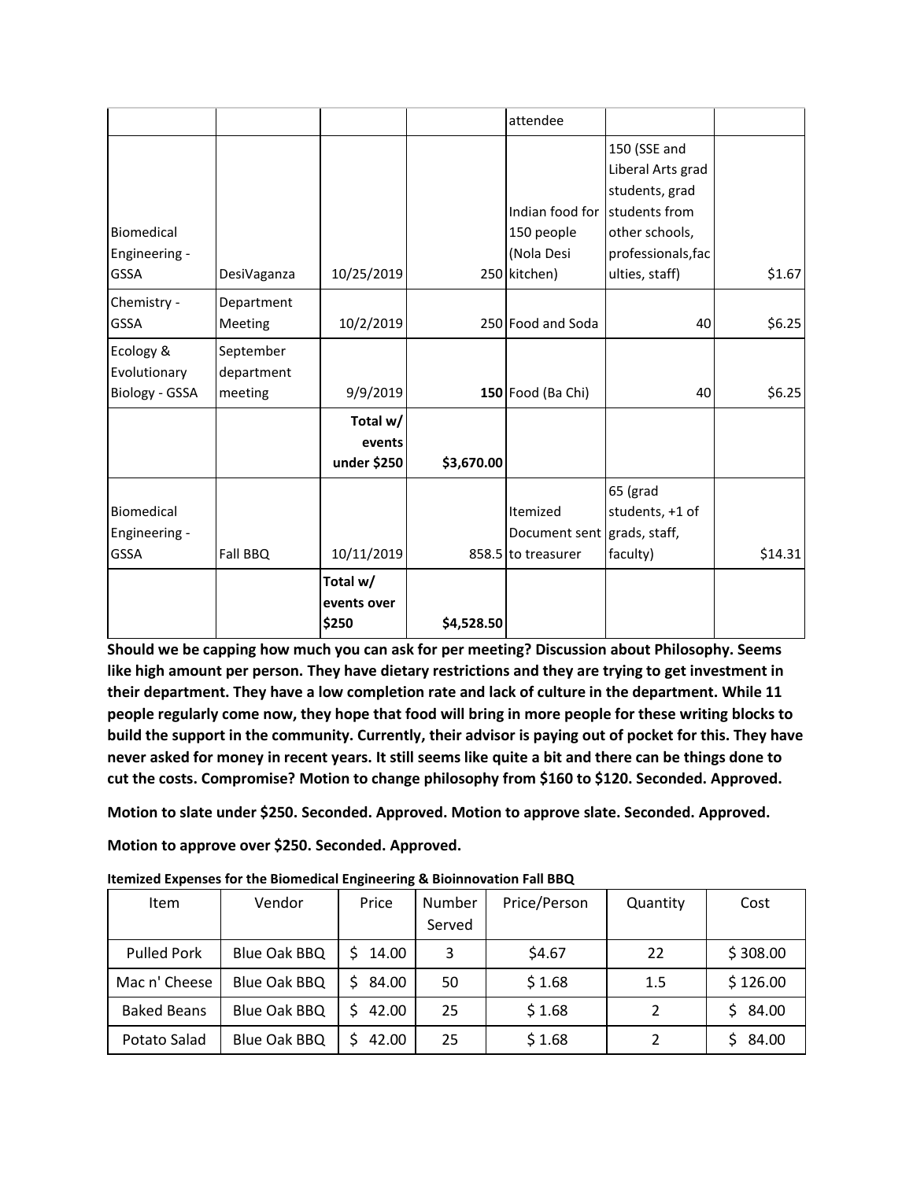| | | | | attendee | | |
|---|---|---|---|---|---|---|
| Biomedical Engineering - GSSA | DesiVaganza | 10/25/2019 | 250 | Indian food for 150 people (Nola Desi kitchen) | 150 (SSE and Liberal Arts grad students, grad students from other schools, professionals,faculties, staff) | $1.67 |
| Chemistry - GSSA | Department Meeting | 10/2/2019 | 250 | Food and Soda | 40 | $6.25 |
| Ecology & Evolutionary Biology - GSSA | September department meeting | 9/9/2019 | **150** | Food (Ba Chi) | 40 | $6.25 |
| | | **Total w/ events under $250** | **$3,670.00** | | | |
| Biomedical Engineering - GSSA | Fall BBQ | 10/11/2019 | 858.5 | Itemized Document sent to treasurer | 65 (grad students, +1 of grads, staff, faculty) | $14.31 |
| | | **Total w/ events over $250** | **$4,528.50** | | | |

**Should we be capping how much you can ask for per meeting? Discussion about Philosophy. Seems like high amount per person. They have dietary restrictions and they are trying to get investment in their department. They have a low completion rate and lack of culture in the department. While 11 people regularly come now, they hope that food will bring in more people for these writing blocks to build the support in the community. Currently, their advisor is paying out of pocket for this. They have never asked for money in recent years. It still seems like quite a bit and there can be things done to cut the costs. Compromise? Motion to change philosophy from $160 to $120. Seconded. Approved.**

**Motion to slate under $250. Seconded. Approved. Motion to approve slate. Seconded. Approved.**

**Motion to approve over $250. Seconded. Approved.**

**Itemized Expenses for the Biomedical Engineering & Bioinnovation Fall BBQ**

| Item | Vendor | Price | Number Served | Price/Person | Quantity | Cost |
|---|---|---|---|---|---|---|
| Pulled Pork | Blue Oak BBQ | $ 14.00 | 3 | $4.67 | 22 | $ 308.00 |
| Mac n' Cheese | Blue Oak BBQ | $ 84.00 | 50 | $ 1.68 | 1.5 | $ 126.00 |
| Baked Beans | Blue Oak BBQ | $ 42.00 | 25 | $ 1.68 | 2 | $ 84.00 |
| Potato Salad | Blue Oak BBQ | $ 42.00 | 25 | $ 1.68 | 2 | $ 84.00 |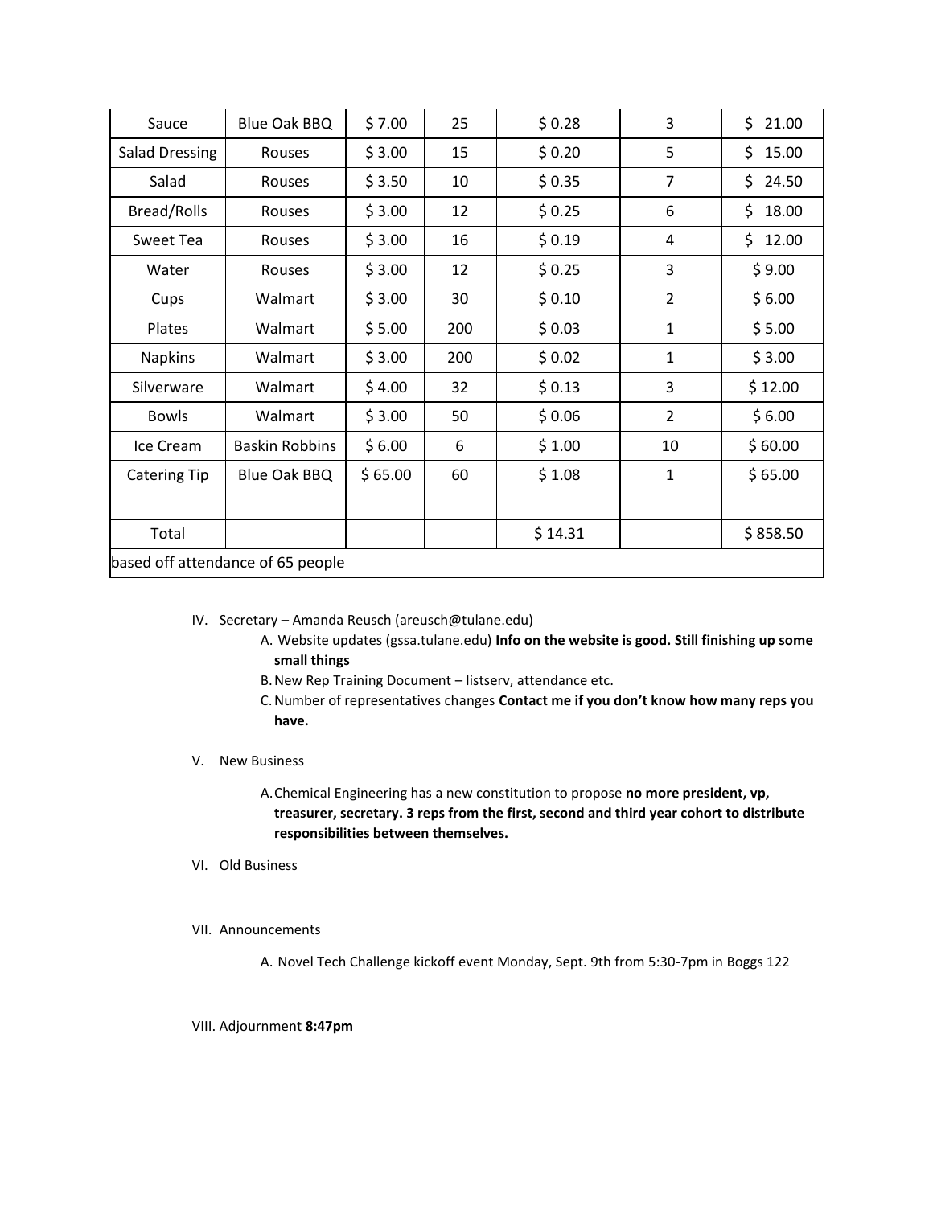| | | | | | | |
|---|---|---|---|---|---|---|
| Sauce | Blue Oak BBQ | $ 7.00 | 25 | $ 0.28 | 3 | $ 21.00 |
| Salad Dressing | Rouses | $ 3.00 | 15 | $ 0.20 | 5 | $ 15.00 |
| Salad | Rouses | $ 3.50 | 10 | $ 0.35 | 7 | $ 24.50 |
| Bread/Rolls | Rouses | $ 3.00 | 12 | $ 0.25 | 6 | $ 18.00 |
| Sweet Tea | Rouses | $ 3.00 | 16 | $ 0.19 | 4 | $ 12.00 |
| Water | Rouses | $ 3.00 | 12 | $ 0.25 | 3 | $ 9.00 |
| Cups | Walmart | $ 3.00 | 30 | $ 0.10 | 2 | $ 6.00 |
| Plates | Walmart | $ 5.00 | 200 | $ 0.03 | 1 | $ 5.00 |
| Napkins | Walmart | $ 3.00 | 200 | $ 0.02 | 1 | $ 3.00 |
| Silverware | Walmart | $ 4.00 | 32 | $ 0.13 | 3 | $ 12.00 |
| Bowls | Walmart | $ 3.00 | 50 | $ 0.06 | 2 | $ 6.00 |
| Ice Cream | Baskin Robbins | $ 6.00 | 6 | $ 1.00 | 10 | $ 60.00 |
| Catering Tip | Blue Oak BBQ | $ 65.00 | 60 | $ 1.08 | 1 | $ 65.00 |
| | | | | | | |
| Total | | | | $ 14.31 | | $ 858.50 |
| based off attendance of 65 people | | | | | | |

IV. Secretary – Amanda Reusch (areusch@tulane.edu)

A. Website updates (gssa.tulane.edu) **Info on the website is good. Still finishing up some small things**

B. New Rep Training Document – listserv, attendance etc.

C. Number of representatives changes **Contact me if you don't know how many reps you have.**

V. New Business

A. Chemical Engineering has a new constitution to propose **no more president, vp, treasurer, secretary. 3 reps from the first, second and third year cohort to distribute responsibilities between themselves.**

VI. Old Business

VII. Announcements

A. Novel Tech Challenge kickoff event Monday, Sept. 9th from 5:30-7pm in Boggs 122

VIII. Adjournment **8:47pm**